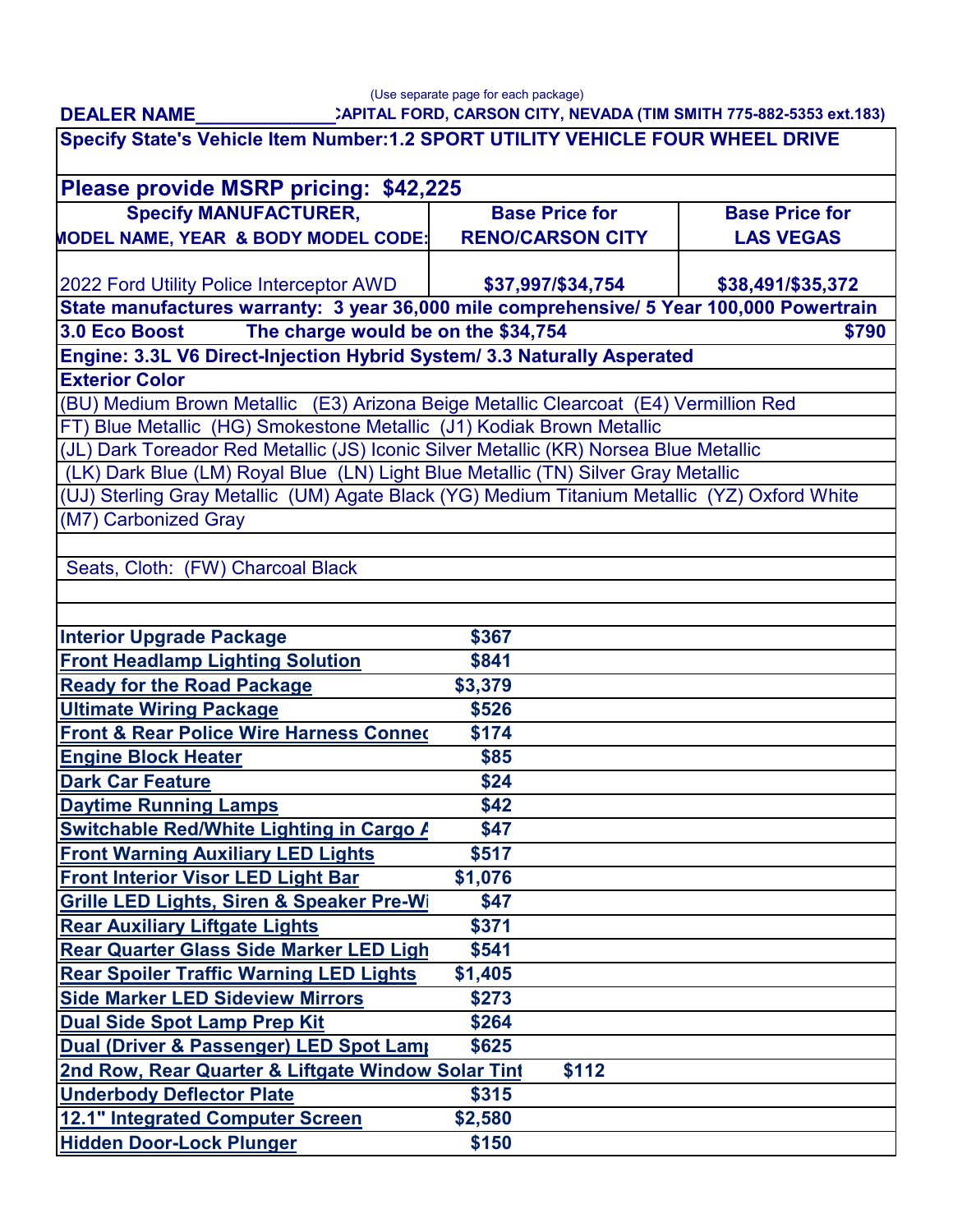(Use separate page for each package)

**DEALER NAME**\_\_\_\_\_\_\_\_\_\_\_\_\_\_**CAPITAL FORD, CARSON CITY, NEVADA (TIM SMITH 775-882-5353 ext.183)**

| **Specify State's Vehicle Item Number:1.2 SPORT UTILITY VEHICLE FOUR WHEEL DRIVE** | | |
|---|---|---|
| **Please provide MSRP pricing: $42,225** | | |
| **Specify MANUFACTURER, MODEL NAME, YEAR & BODY MODEL CODE:** | **Base Price for RENO/CARSON CITY** | **Base Price for LAS VEGAS** |
| 2022 Ford Utility Police Interceptor AWD | **$37,997/$34,754** | **$38,491/$35,372** |
| **State manufactures warranty: 3 year 36,000 mile comprehensive/ 5 Year 100,000 Powertrain** | | |
| **3.0 Eco Boost The charge would be on the $34,754** | | **$790** |
| **Engine: 3.3L V6 Direct-Injection Hybrid System/ 3.3 Naturally Asperated** | | |
| **Exterior Color** | | |
| (BU) Medium Brown Metallic (E3) Arizona Beige Metallic Clearcoat (E4) Vermillion Red | | |
| FT) Blue Metallic (HG) Smokestone Metallic (J1) Kodiak Brown Metallic | | |
| (JL) Dark Toreador Red Metallic (JS) Iconic Silver Metallic (KR) Norsea Blue Metallic | | |
| (LK) Dark Blue (LM) Royal Blue (LN) Light Blue Metallic (TN) Silver Gray Metallic | | |
| (UJ) Sterling Gray Metallic (UM) Agate Black (YG) Medium Titanium Metallic (YZ) Oxford White | | |
| (M7) Carbonized Gray | | |
| | | |
| Seats, Cloth: (FW) Charcoal Black | | |
| | | |
| | | |
| **Interior Upgrade Package** | **$367** | |
| **Front Headlamp Lighting Solution** | **$841** | |
| **Ready for the Road Package** | **$3,379** | |
| **Ultimate Wiring Package** | **$526** | |
| **Front & Rear Police Wire Harness Connec** | **$174** | |
| **Engine Block Heater** | **$85** | |
| **Dark Car Feature** | **$24** | |
| **Daytime Running Lamps** | **$42** | |
| **Switchable Red/White Lighting in Cargo A** | **$47** | |
| **Front Warning Auxiliary LED Lights** | **$517** | |
| **Front Interior Visor LED Light Bar** | **$1,076** | |
| **Grille LED Lights, Siren & Speaker Pre-Wi** | **$47** | |
| **Rear Auxiliary Liftgate Lights** | **$371** | |
| **Rear Quarter Glass Side Marker LED Ligh** | **$541** | |
| **Rear Spoiler Traffic Warning LED Lights** | **$1,405** | |
| **Side Marker LED Sideview Mirrors** | **$273** | |
| **Dual Side Spot Lamp Prep Kit** | **$264** | |
| **Dual (Driver & Passenger) LED Spot Lamp** | **$625** | |
| **2nd Row, Rear Quarter & Liftgate Window Solar Tint** | **$112** | |
| **Underbody Deflector Plate** | **$315** | |
| **12.1" Integrated Computer Screen** | **$2,580** | |
| **Hidden Door-Lock Plunger** | **$150** | |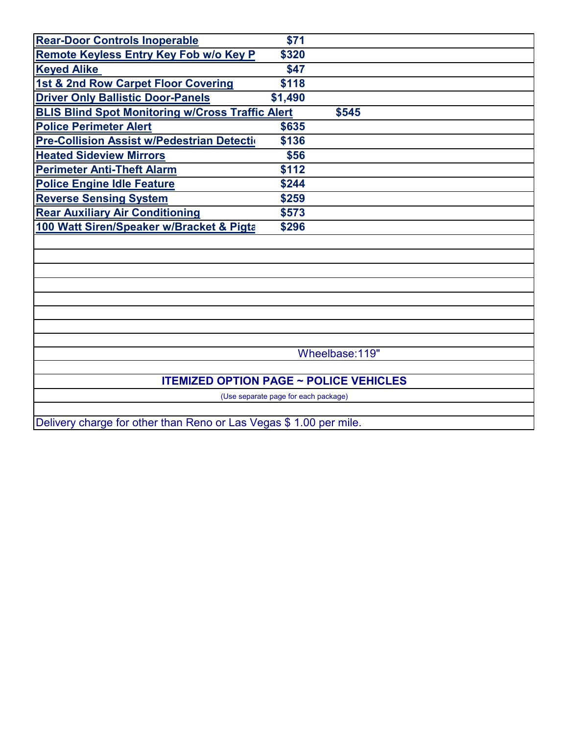| | | |
|---|---|---|
| Rear-Door Controls Inoperable | $71 | |
| Remote Keyless Entry Key Fob w/o Key P | $320 | |
| Keyed Alike | $47 | |
| 1st & 2nd Row Carpet Floor Covering | $118 | |
| Driver Only Ballistic Door-Panels | $1,490 | |
| BLIS Blind Spot Monitoring w/Cross Traffic Alert | | $545 |
| Police Perimeter Alert | $635 | |
| Pre-Collision Assist w/Pedestrian Detecti | $136 | |
| Heated Sideview Mirrors | $56 | |
| Perimeter Anti-Theft Alarm | $112 | |
| Police Engine Idle Feature | $244 | |
| Reverse Sensing System | $259 | |
| Rear Auxiliary Air Conditioning | $573 | |
| 100 Watt Siren/Speaker w/Bracket & Pigta | $296 | |

Wheelbase:119"

**ITEMIZED OPTION PAGE ~ POLICE VEHICLES**

(Use separate page for each package)

Delivery charge for other than Reno or Las Vegas $ 1.00 per mile.